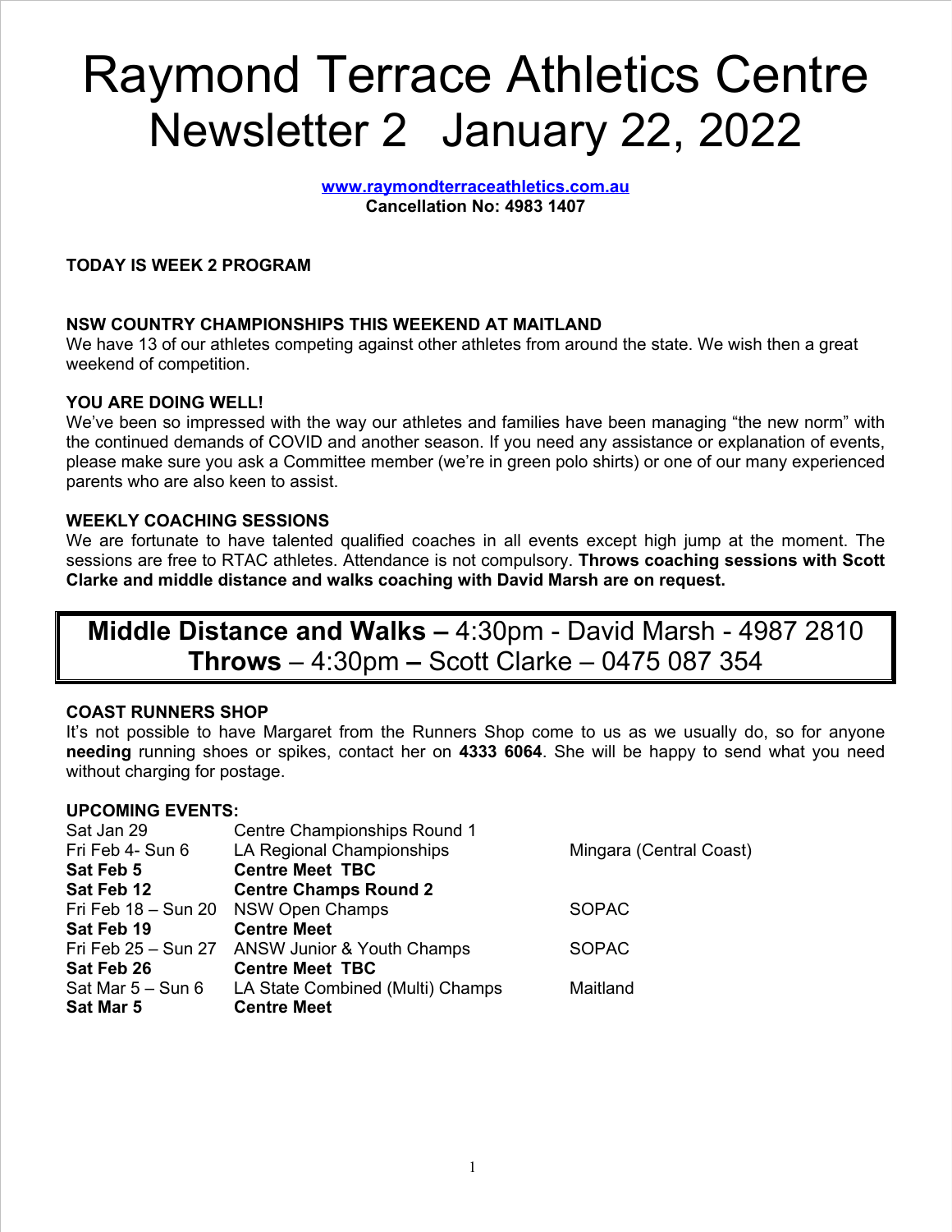# Raymond Terrace Athletics Centre Newsletter 2 January 22, 2022

**[www.raymondterraceathletics.com.au](http://www.raymondterraceathletics.com.au)**
**Cancellation No: 4983 1407**

**TODAY IS WEEK 2 PROGRAM**

**NSW COUNTRY CHAMPIONSHIPS THIS WEEKEND AT MAITLAND**
We have 13 of our athletes competing against other athletes from around the state. We wish then a great weekend of competition.

**YOU ARE DOING WELL!**
We've been so impressed with the way our athletes and families have been managing "the new norm" with the continued demands of COVID and another season. If you need any assistance or explanation of events, please make sure you ask a Committee member (we're in green polo shirts) or one of our many experienced parents who are also keen to assist.

**WEEKLY COACHING SESSIONS**
We are fortunate to have talented qualified coaches in all events except high jump at the moment. The sessions are free to RTAC athletes. Attendance is not compulsory. **Throws coaching sessions with Scott Clarke and middle distance and walks coaching with David Marsh are on request.**

**Middle Distance and Walks –** 4:30pm - David Marsh - 4987 2810
**Throws** – 4:30pm **–** Scott Clarke – 0475 087 354

**COAST RUNNERS SHOP**
It's not possible to have Margaret from the Runners Shop come to us as we usually do, so for anyone **needing** running shoes or spikes, contact her on **4333 6064**. She will be happy to send what you need without charging for postage.

**UPCOMING EVENTS:**

| | | |
|---|---|---|
| Sat Jan 29 | Centre Championships Round 1 | |
| Fri Feb 4- Sun 6 | LA Regional Championships | Mingara (Central Coast) |
| **Sat Feb 5** | **Centre Meet TBC** | |
| **Sat Feb 12** | **Centre Champs Round 2** | |
| Fri Feb 18 – Sun 20 | NSW Open Champs | SOPAC |
| **Sat Feb 19** | **Centre Meet** | |
| Fri Feb 25 – Sun 27 | ANSW Junior & Youth Champs | SOPAC |
| **Sat Feb 26** | **Centre Meet TBC** | |
| Sat Mar 5 – Sun 6 | LA State Combined (Multi) Champs | Maitland |
| **Sat Mar 5** | **Centre Meet** | |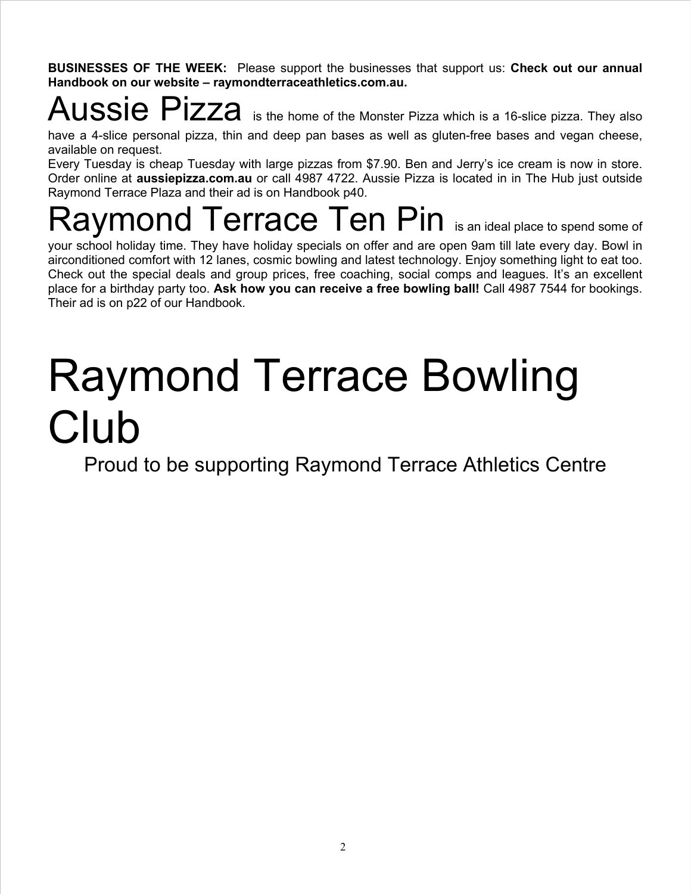**BUSINESSES OF THE WEEK:** Please support the businesses that support us: **Check out our annual Handbook on our website – raymondterraceathletics.com.au.**

## Aussie Pizza

**Aussie Pizza** is the home of the Monster Pizza which is a 16-slice pizza. They also have a 4-slice personal pizza, thin and deep pan bases as well as gluten-free bases and vegan cheese, available on request.

Every Tuesday is cheap Tuesday with large pizzas from $7.90. Ben and Jerry's ice cream is now in store. Order online at **aussiepizza.com.au** or call 4987 4722. Aussie Pizza is located in in The Hub just outside Raymond Terrace Plaza and their ad is on Handbook p40.

## Raymond Terrace Ten Pin

**Raymond Terrace Ten Pin** is an ideal place to spend some of your school holiday time. They have holiday specials on offer and are open 9am till late every day. Bowl in airconditioned comfort with 12 lanes, cosmic bowling and latest technology. Enjoy something light to eat too. Check out the special deals and group prices, free coaching, social comps and leagues. It's an excellent place for a birthday party too. **Ask how you can receive a free bowling ball!** Call 4987 7544 for bookings. Their ad is on p22 of our Handbook.

# Raymond Terrace Bowling Club

Proud to be supporting Raymond Terrace Athletics Centre